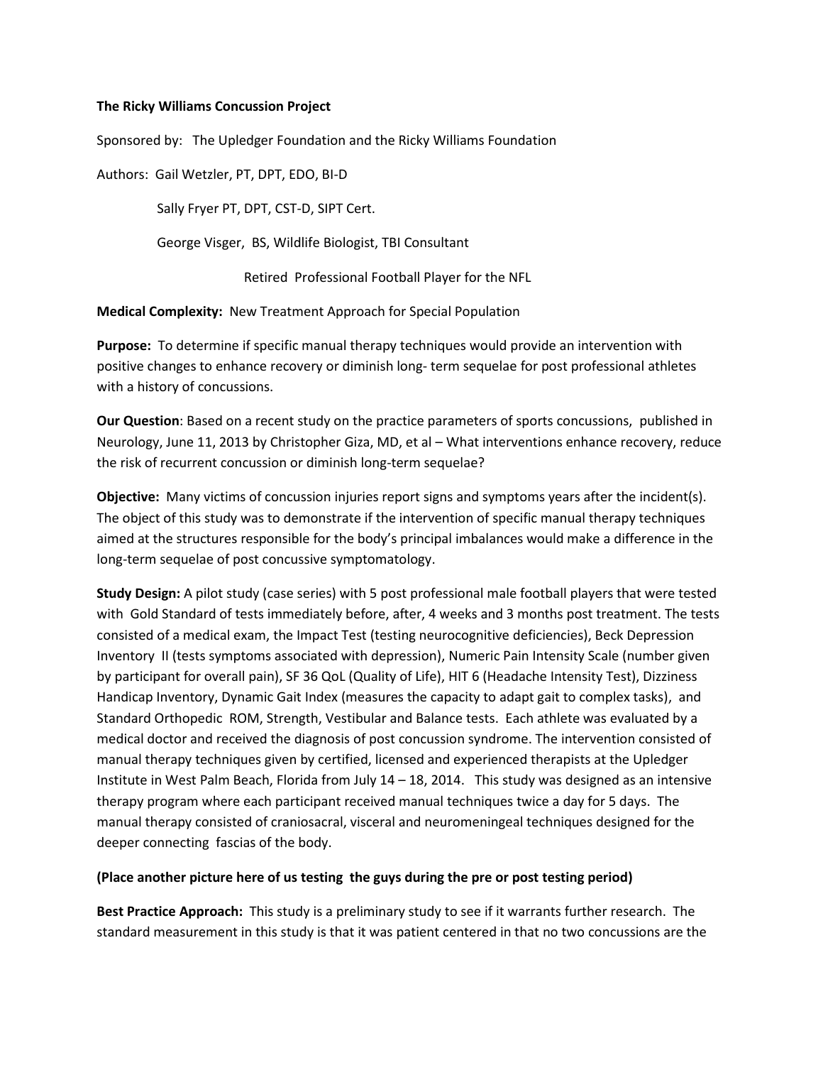**The Ricky Williams Concussion Project**

Sponsored by: The Upledger Foundation and the Ricky Williams Foundation

Authors: Gail Wetzler, PT, DPT, EDO, BI-D

Sally Fryer PT, DPT, CST-D, SIPT Cert.

George Visger, BS, Wildlife Biologist, TBI Consultant

Retired Professional Football Player for the NFL

**Medical Complexity:** New Treatment Approach for Special Population

**Purpose:** To determine if specific manual therapy techniques would provide an intervention with positive changes to enhance recovery or diminish long- term sequelae for post professional athletes with a history of concussions.

**Our Question**: Based on a recent study on the practice parameters of sports concussions, published in Neurology, June 11, 2013 by Christopher Giza, MD, et al – What interventions enhance recovery, reduce the risk of recurrent concussion or diminish long-term sequelae?

**Objective:** Many victims of concussion injuries report signs and symptoms years after the incident(s). The object of this study was to demonstrate if the intervention of specific manual therapy techniques aimed at the structures responsible for the body's principal imbalances would make a difference in the long-term sequelae of post concussive symptomatology.

**Study Design:** A pilot study (case series) with 5 post professional male football players that were tested with Gold Standard of tests immediately before, after, 4 weeks and 3 months post treatment. The tests consisted of a medical exam, the Impact Test (testing neurocognitive deficiencies), Beck Depression Inventory II (tests symptoms associated with depression), Numeric Pain Intensity Scale (number given by participant for overall pain), SF 36 QoL (Quality of Life), HIT 6 (Headache Intensity Test), Dizziness Handicap Inventory, Dynamic Gait Index (measures the capacity to adapt gait to complex tasks), and Standard Orthopedic ROM, Strength, Vestibular and Balance tests. Each athlete was evaluated by a medical doctor and received the diagnosis of post concussion syndrome. The intervention consisted of manual therapy techniques given by certified, licensed and experienced therapists at the Upledger Institute in West Palm Beach, Florida from July 14 – 18, 2014. This study was designed as an intensive therapy program where each participant received manual techniques twice a day for 5 days. The manual therapy consisted of craniosacral, visceral and neuromeningeal techniques designed for the deeper connecting fascias of the body.

**(Place another picture here of us testing the guys during the pre or post testing period)**

**Best Practice Approach:** This study is a preliminary study to see if it warrants further research. The standard measurement in this study is that it was patient centered in that no two concussions are the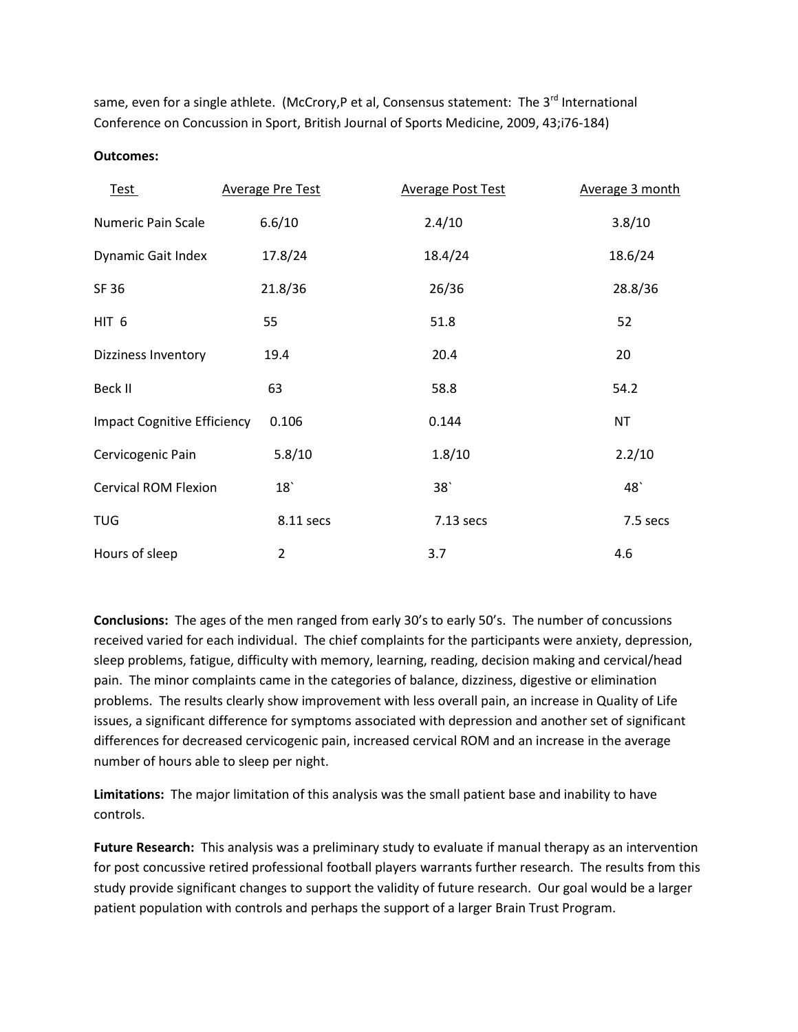same, even for a single athlete. (McCrory,P et al, Consensus statement: The 3rd International Conference on Concussion in Sport, British Journal of Sports Medicine, 2009, 43;i76-184)

**Outcomes:**

| Test | Average Pre Test | Average Post Test | Average 3 month |
|---|---|---|---|
| Numeric Pain Scale | 6.6/10 | 2.4/10 | 3.8/10 |
| Dynamic Gait Index | 17.8/24 | 18.4/24 | 18.6/24 |
| SF 36 | 21.8/36 | 26/36 | 28.8/36 |
| HIT 6 | 55 | 51.8 | 52 |
| Dizziness Inventory | 19.4 | 20.4 | 20 |
| Beck II | 63 | 58.8 | 54.2 |
| Impact Cognitive Efficiency | 0.106 | 0.144 | NT |
| Cervicogenic Pain | 5.8/10 | 1.8/10 | 2.2/10 |
| Cervical ROM Flexion | 18` | 38` | 48` |
| TUG | 8.11 secs | 7.13 secs | 7.5 secs |
| Hours of sleep | 2 | 3.7 | 4.6 |

**Conclusions:** The ages of the men ranged from early 30's to early 50's. The number of concussions received varied for each individual. The chief complaints for the participants were anxiety, depression, sleep problems, fatigue, difficulty with memory, learning, reading, decision making and cervical/head pain. The minor complaints came in the categories of balance, dizziness, digestive or elimination problems. The results clearly show improvement with less overall pain, an increase in Quality of Life issues, a significant difference for symptoms associated with depression and another set of significant differences for decreased cervicogenic pain, increased cervical ROM and an increase in the average number of hours able to sleep per night.

**Limitations:** The major limitation of this analysis was the small patient base and inability to have controls.

**Future Research:** This analysis was a preliminary study to evaluate if manual therapy as an intervention for post concussive retired professional football players warrants further research. The results from this study provide significant changes to support the validity of future research. Our goal would be a larger patient population with controls and perhaps the support of a larger Brain Trust Program.